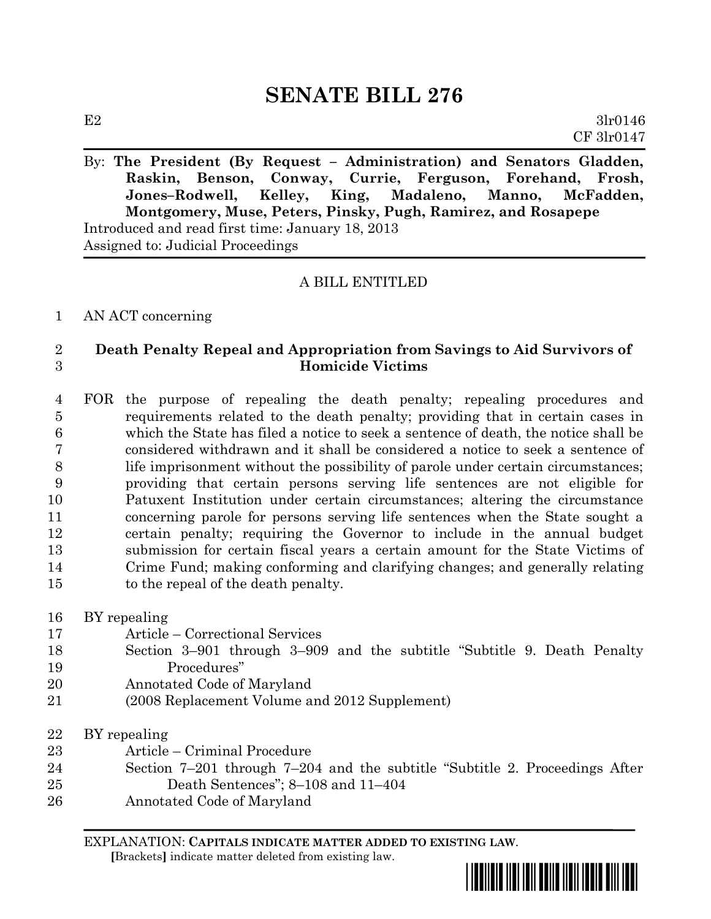# SENATE BILL 276

E2 3lr0146
CF 3lr0147

By: **The President (By Request – Administration) and Senators Gladden, Raskin, Benson, Conway, Currie, Ferguson, Forehand, Frosh, Jones–Rodwell, Kelley, King, Madaleno, Manno, McFadden, Montgomery, Muse, Peters, Pinsky, Pugh, Ramirez, and Rosapepe**

Introduced and read first time: January 18, 2013
Assigned to: Judicial Proceedings

A BILL ENTITLED

1 AN ACT concerning

2 **Death Penalty Repeal and Appropriation from Savings to Aid Survivors of**
3 **Homicide Victims**

4 FOR the purpose of repealing the death penalty; repealing procedures and
5 requirements related to the death penalty; providing that in certain cases in
6 which the State has filed a notice to seek a sentence of death, the notice shall be
7 considered withdrawn and it shall be considered a notice to seek a sentence of
8 life imprisonment without the possibility of parole under certain circumstances;
9 providing that certain persons serving life sentences are not eligible for
10 Patuxent Institution under certain circumstances; altering the circumstance
11 concerning parole for persons serving life sentences when the State sought a
12 certain penalty; requiring the Governor to include in the annual budget
13 submission for certain fiscal years a certain amount for the State Victims of
14 Crime Fund; making conforming and clarifying changes; and generally relating
15 to the repeal of the death penalty.

16 BY repealing
17 Article – Correctional Services
18 Section 3–901 through 3–909 and the subtitle "Subtitle 9. Death Penalty
19 Procedures"
20 Annotated Code of Maryland
21 (2008 Replacement Volume and 2012 Supplement)

22 BY repealing
23 Article – Criminal Procedure
24 Section 7–201 through 7–204 and the subtitle "Subtitle 2. Proceedings After
25 Death Sentences"; 8–108 and 11–404
26 Annotated Code of Maryland

EXPLANATION: **CAPITALS INDICATE MATTER ADDED TO EXISTING LAW.**
[Brackets] indicate matter deleted from existing law.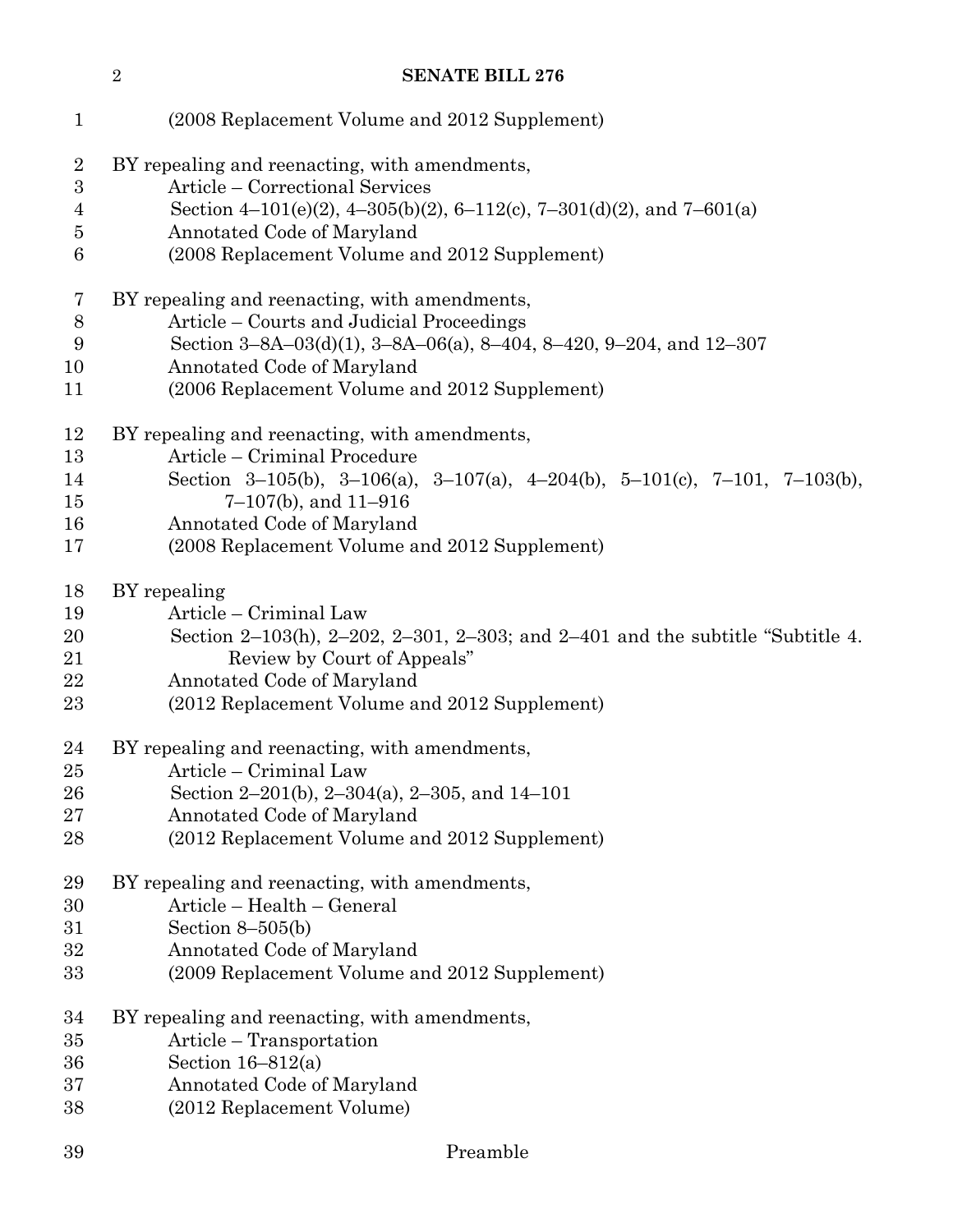(2008 Replacement Volume and 2012 Supplement)

BY repealing and reenacting, with amendments,
Article – Correctional Services
Section 4–101(e)(2), 4–305(b)(2), 6–112(c), 7–301(d)(2), and 7–601(a)
Annotated Code of Maryland
(2008 Replacement Volume and 2012 Supplement)

BY repealing and reenacting, with amendments,
Article – Courts and Judicial Proceedings
Section 3–8A–03(d)(1), 3–8A–06(a), 8–404, 8–420, 9–204, and 12–307
Annotated Code of Maryland
(2006 Replacement Volume and 2012 Supplement)

BY repealing and reenacting, with amendments,
Article – Criminal Procedure
Section 3–105(b), 3–106(a), 3–107(a), 4–204(b), 5–101(c), 7–101, 7–103(b), 7–107(b), and 11–916
Annotated Code of Maryland
(2008 Replacement Volume and 2012 Supplement)

BY repealing
Article – Criminal Law
Section 2–103(h), 2–202, 2–301, 2–303; and 2–401 and the subtitle "Subtitle 4. Review by Court of Appeals"
Annotated Code of Maryland
(2012 Replacement Volume and 2012 Supplement)

BY repealing and reenacting, with amendments,
Article – Criminal Law
Section 2–201(b), 2–304(a), 2–305, and 14–101
Annotated Code of Maryland
(2012 Replacement Volume and 2012 Supplement)

BY repealing and reenacting, with amendments,
Article – Health – General
Section 8–505(b)
Annotated Code of Maryland
(2009 Replacement Volume and 2012 Supplement)

BY repealing and reenacting, with amendments,
Article – Transportation
Section 16–812(a)
Annotated Code of Maryland
(2012 Replacement Volume)

Preamble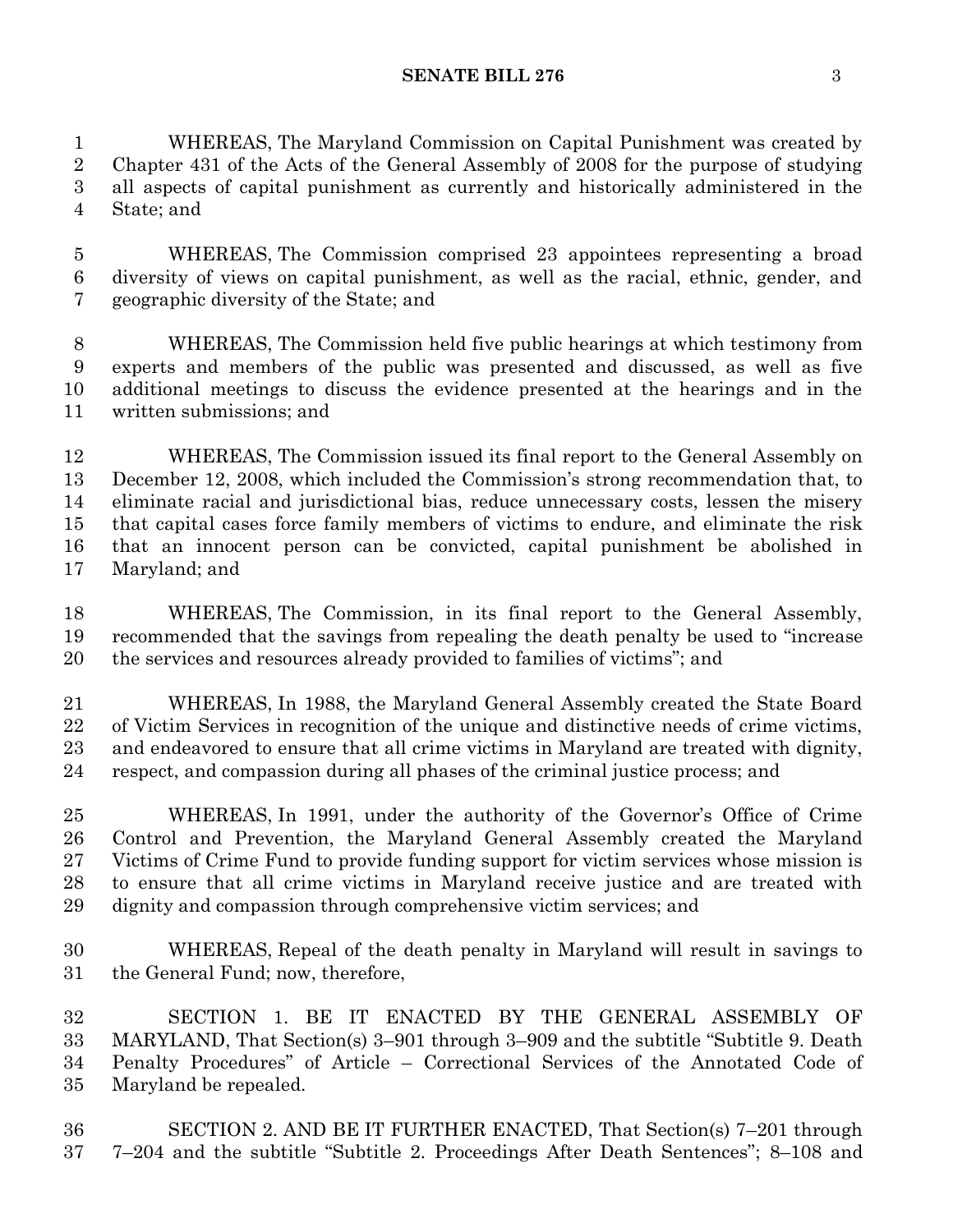WHEREAS, The Maryland Commission on Capital Punishment was created by Chapter 431 of the Acts of the General Assembly of 2008 for the purpose of studying all aspects of capital punishment as currently and historically administered in the State; and

WHEREAS, The Commission comprised 23 appointees representing a broad diversity of views on capital punishment, as well as the racial, ethnic, gender, and geographic diversity of the State; and

WHEREAS, The Commission held five public hearings at which testimony from experts and members of the public was presented and discussed, as well as five additional meetings to discuss the evidence presented at the hearings and in the written submissions; and

WHEREAS, The Commission issued its final report to the General Assembly on December 12, 2008, which included the Commission's strong recommendation that, to eliminate racial and jurisdictional bias, reduce unnecessary costs, lessen the misery that capital cases force family members of victims to endure, and eliminate the risk that an innocent person can be convicted, capital punishment be abolished in Maryland; and

WHEREAS, The Commission, in its final report to the General Assembly, recommended that the savings from repealing the death penalty be used to "increase the services and resources already provided to families of victims"; and

WHEREAS, In 1988, the Maryland General Assembly created the State Board of Victim Services in recognition of the unique and distinctive needs of crime victims, and endeavored to ensure that all crime victims in Maryland are treated with dignity, respect, and compassion during all phases of the criminal justice process; and

WHEREAS, In 1991, under the authority of the Governor's Office of Crime Control and Prevention, the Maryland General Assembly created the Maryland Victims of Crime Fund to provide funding support for victim services whose mission is to ensure that all crime victims in Maryland receive justice and are treated with dignity and compassion through comprehensive victim services; and

WHEREAS, Repeal of the death penalty in Maryland will result in savings to the General Fund; now, therefore,

SECTION 1. BE IT ENACTED BY THE GENERAL ASSEMBLY OF MARYLAND, That Section(s) 3–901 through 3–909 and the subtitle "Subtitle 9. Death Penalty Procedures" of Article – Correctional Services of the Annotated Code of Maryland be repealed.

SECTION 2. AND BE IT FURTHER ENACTED, That Section(s) 7–201 through 7–204 and the subtitle "Subtitle 2. Proceedings After Death Sentences"; 8–108 and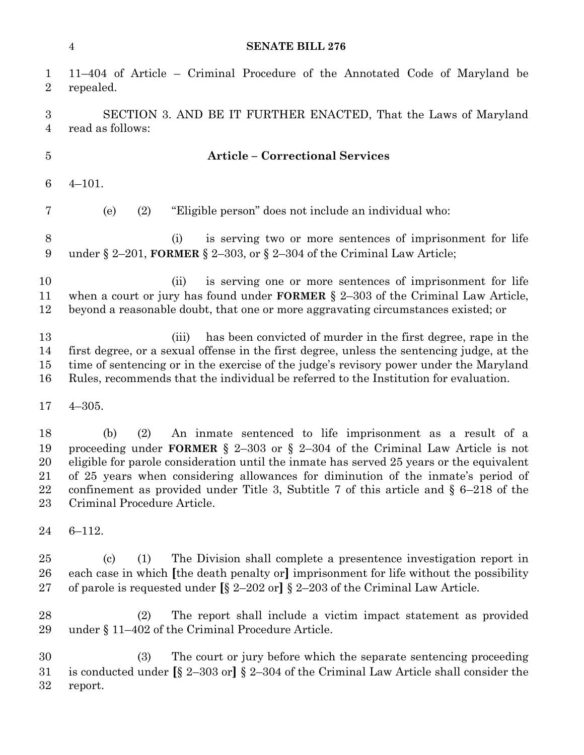11–404 of Article – Criminal Procedure of the Annotated Code of Maryland be repealed.

SECTION 3. AND BE IT FURTHER ENACTED, That the Laws of Maryland read as follows:

**Article – Correctional Services**

4–101.

(e) (2) "Eligible person" does not include an individual who:

(i) is serving two or more sentences of imprisonment for life under § 2–201, **FORMER** § 2–303, or § 2–304 of the Criminal Law Article;

(ii) is serving one or more sentences of imprisonment for life when a court or jury has found under **FORMER** § 2–303 of the Criminal Law Article, beyond a reasonable doubt, that one or more aggravating circumstances existed; or

(iii) has been convicted of murder in the first degree, rape in the first degree, or a sexual offense in the first degree, unless the sentencing judge, at the time of sentencing or in the exercise of the judge's revisory power under the Maryland Rules, recommends that the individual be referred to the Institution for evaluation.

4–305.

(b) (2) An inmate sentenced to life imprisonment as a result of a proceeding under **FORMER** § 2–303 or § 2–304 of the Criminal Law Article is not eligible for parole consideration until the inmate has served 25 years or the equivalent of 25 years when considering allowances for diminution of the inmate's period of confinement as provided under Title 3, Subtitle 7 of this article and § 6–218 of the Criminal Procedure Article.

6–112.

(c) (1) The Division shall complete a presentence investigation report in each case in which **[**the death penalty or**]** imprisonment for life without the possibility of parole is requested under **[**§ 2–202 or**]** § 2–203 of the Criminal Law Article.

(2) The report shall include a victim impact statement as provided under § 11–402 of the Criminal Procedure Article.

(3) The court or jury before which the separate sentencing proceeding is conducted under **[**§ 2–303 or**]** § 2–304 of the Criminal Law Article shall consider the report.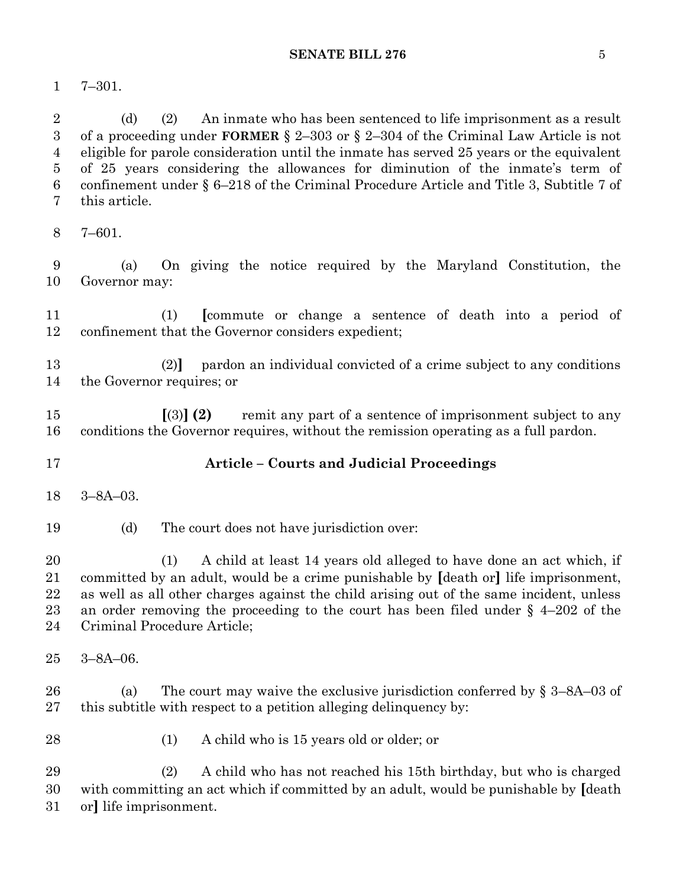7–301.

(d) (2) An inmate who has been sentenced to life imprisonment as a result of a proceeding under **FORMER** § 2–303 or § 2–304 of the Criminal Law Article is not eligible for parole consideration until the inmate has served 25 years or the equivalent of 25 years considering the allowances for diminution of the inmate's term of confinement under § 6–218 of the Criminal Procedure Article and Title 3, Subtitle 7 of this article.

7–601.

(a) On giving the notice required by the Maryland Constitution, the Governor may:

(1) **[**commute or change a sentence of death into a period of confinement that the Governor considers expedient;

(2)**]** pardon an individual convicted of a crime subject to any conditions the Governor requires; or

**[**(3)**] (2)** remit any part of a sentence of imprisonment subject to any conditions the Governor requires, without the remission operating as a full pardon.

## Article – Courts and Judicial Proceedings

3–8A–03.

(d) The court does not have jurisdiction over:

(1) A child at least 14 years old alleged to have done an act which, if committed by an adult, would be a crime punishable by **[**death or**]** life imprisonment, as well as all other charges against the child arising out of the same incident, unless an order removing the proceeding to the court has been filed under § 4–202 of the Criminal Procedure Article;

3–8A–06.

(a) The court may waive the exclusive jurisdiction conferred by § 3–8A–03 of this subtitle with respect to a petition alleging delinquency by:

(1) A child who is 15 years old or older; or

(2) A child who has not reached his 15th birthday, but who is charged with committing an act which if committed by an adult, would be punishable by **[**death or**]** life imprisonment.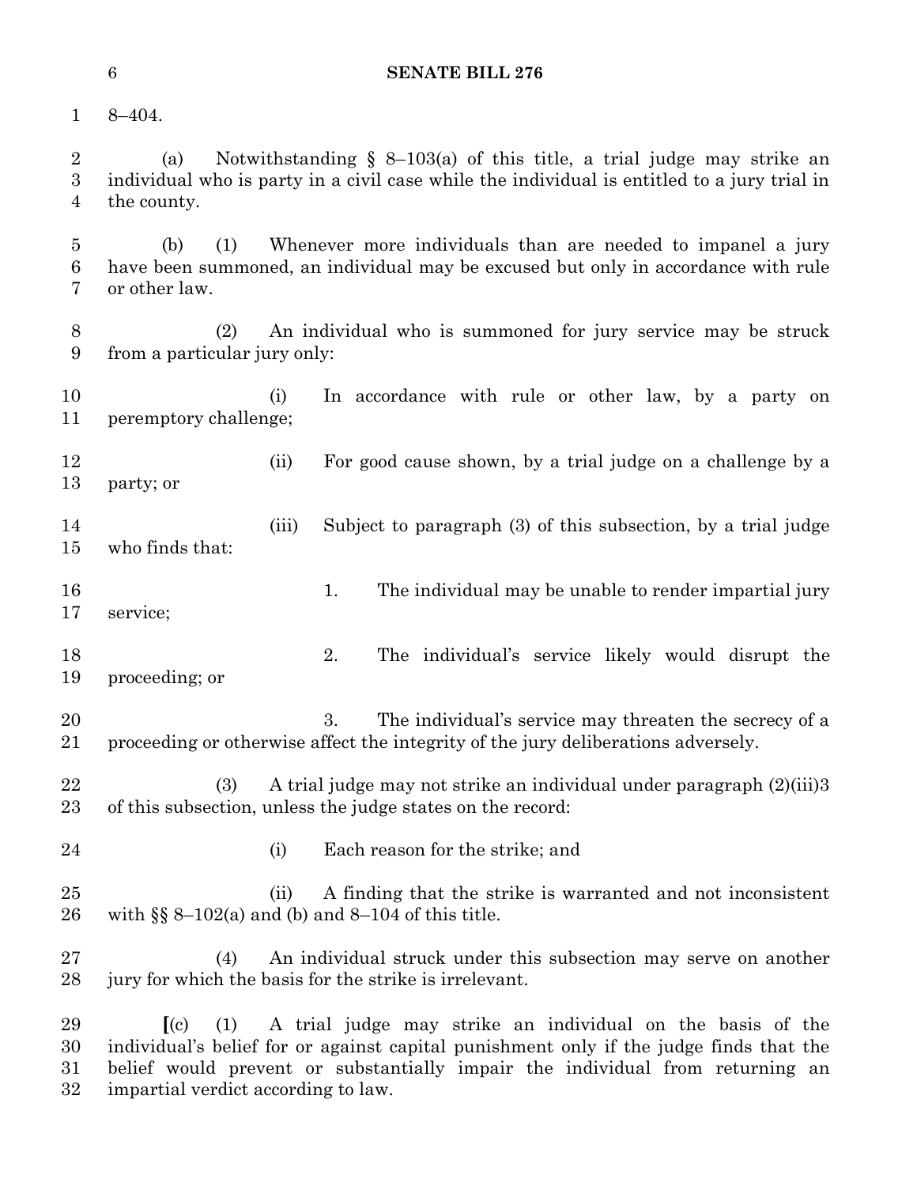8–404.

(a) Notwithstanding § 8–103(a) of this title, a trial judge may strike an individual who is party in a civil case while the individual is entitled to a jury trial in the county.

(b) (1) Whenever more individuals than are needed to impanel a jury have been summoned, an individual may be excused but only in accordance with rule or other law.

(2) An individual who is summoned for jury service may be struck from a particular jury only:

(i) In accordance with rule or other law, by a party on peremptory challenge;

(ii) For good cause shown, by a trial judge on a challenge by a party; or

(iii) Subject to paragraph (3) of this subsection, by a trial judge who finds that:

1. The individual may be unable to render impartial jury service;

2. The individual's service likely would disrupt the proceeding; or

3. The individual's service may threaten the secrecy of a proceeding or otherwise affect the integrity of the jury deliberations adversely.

(3) A trial judge may not strike an individual under paragraph (2)(iii)3 of this subsection, unless the judge states on the record:

(i) Each reason for the strike; and

(ii) A finding that the strike is warranted and not inconsistent with §§ 8–102(a) and (b) and 8–104 of this title.

(4) An individual struck under this subsection may serve on another jury for which the basis for the strike is irrelevant.

**[**(c) (1) A trial judge may strike an individual on the basis of the individual's belief for or against capital punishment only if the judge finds that the belief would prevent or substantially impair the individual from returning an impartial verdict according to law.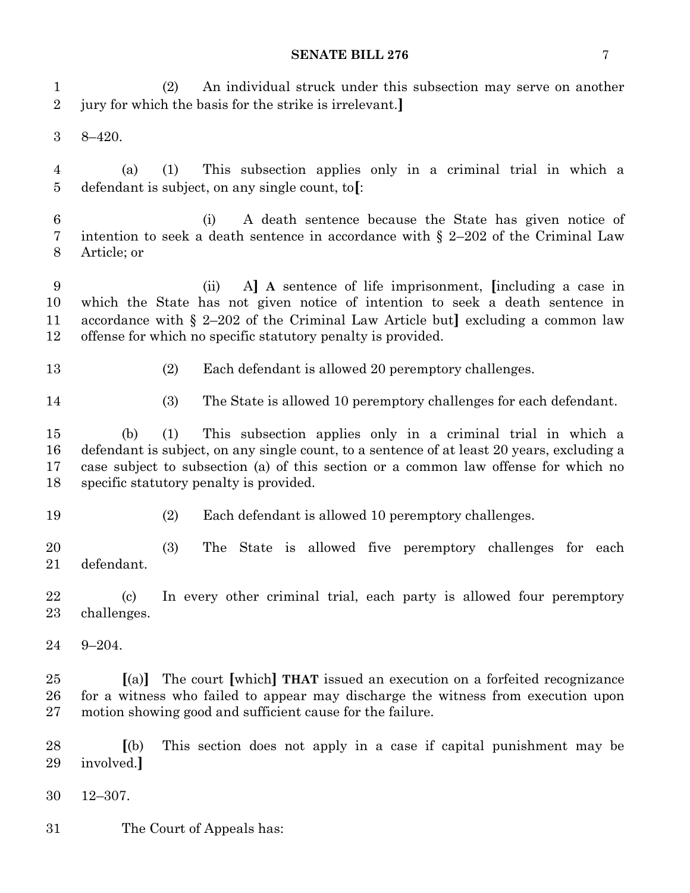(2) An individual struck under this subsection may serve on another jury for which the basis for the strike is irrelevant.]

8–420.

(a) (1) This subsection applies only in a criminal trial in which a defendant is subject, on any single count, to[:

(i) A death sentence because the State has given notice of intention to seek a death sentence in accordance with § 2–202 of the Criminal Law Article; or

(ii) A] **A** sentence of life imprisonment, [including a case in which the State has not given notice of intention to seek a death sentence in accordance with § 2–202 of the Criminal Law Article but] excluding a common law offense for which no specific statutory penalty is provided.

(2) Each defendant is allowed 20 peremptory challenges.

(3) The State is allowed 10 peremptory challenges for each defendant.

(b) (1) This subsection applies only in a criminal trial in which a defendant is subject, on any single count, to a sentence of at least 20 years, excluding a case subject to subsection (a) of this section or a common law offense for which no specific statutory penalty is provided.

(2) Each defendant is allowed 10 peremptory challenges.

(3) The State is allowed five peremptory challenges for each defendant.

(c) In every other criminal trial, each party is allowed four peremptory challenges.

9–204.

[(a)] The court [which] **THAT** issued an execution on a forfeited recognizance for a witness who failed to appear may discharge the witness from execution upon motion showing good and sufficient cause for the failure.

[(b) This section does not apply in a case if capital punishment may be involved.]

12–307.

The Court of Appeals has: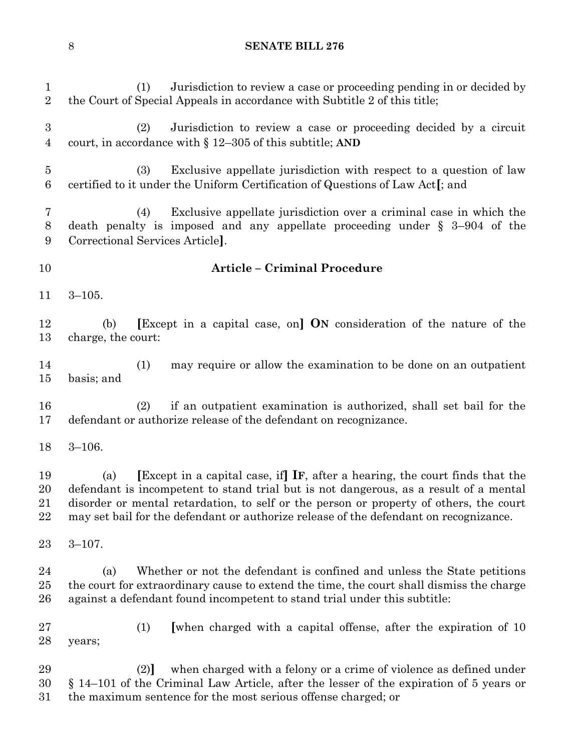(1) Jurisdiction to review a case or proceeding pending in or decided by the Court of Special Appeals in accordance with Subtitle 2 of this title;

(2) Jurisdiction to review a case or proceeding decided by a circuit court, in accordance with § 12–305 of this subtitle; **AND**

(3) Exclusive appellate jurisdiction with respect to a question of law certified to it under the Uniform Certification of Questions of Law Act**[**; and

(4) Exclusive appellate jurisdiction over a criminal case in which the death penalty is imposed and any appellate proceeding under § 3–904 of the Correctional Services Article**]**.

## Article – Criminal Procedure

3–105.

(b) **[**Except in a capital case, on**]** **ON** consideration of the nature of the charge, the court:

(1) may require or allow the examination to be done on an outpatient basis; and

(2) if an outpatient examination is authorized, shall set bail for the defendant or authorize release of the defendant on recognizance.

3–106.

(a) **[**Except in a capital case, if**]** **IF**, after a hearing, the court finds that the defendant is incompetent to stand trial but is not dangerous, as a result of a mental disorder or mental retardation, to self or the person or property of others, the court may set bail for the defendant or authorize release of the defendant on recognizance.

3–107.

(a) Whether or not the defendant is confined and unless the State petitions the court for extraordinary cause to extend the time, the court shall dismiss the charge against a defendant found incompetent to stand trial under this subtitle:

(1) **[**when charged with a capital offense, after the expiration of 10 years;

(2)**]** when charged with a felony or a crime of violence as defined under § 14–101 of the Criminal Law Article, after the lesser of the expiration of 5 years or the maximum sentence for the most serious offense charged; or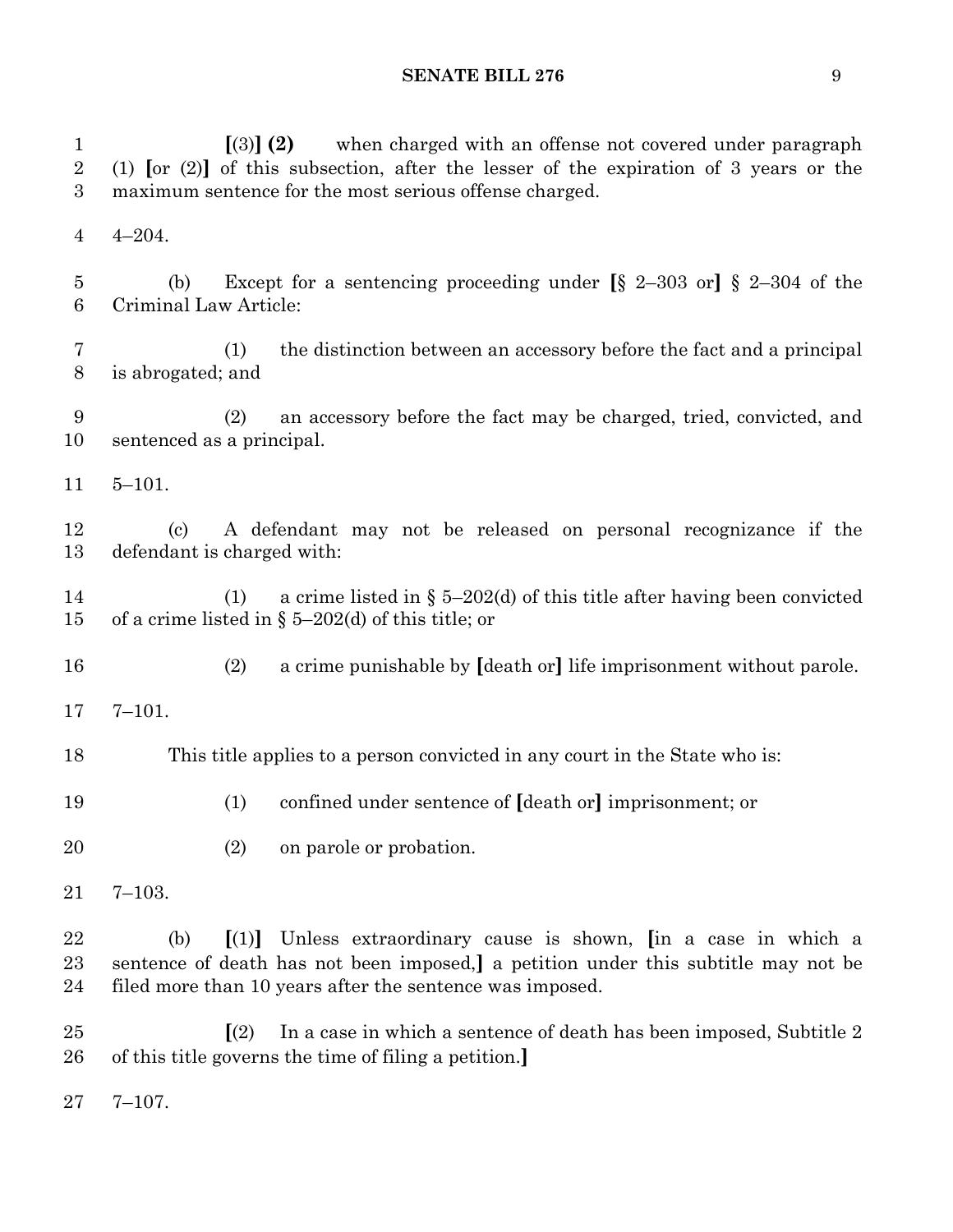[(3)] **(2)** when charged with an offense not covered under paragraph (1) [or (2)] of this subsection, after the lesser of the expiration of 3 years or the maximum sentence for the most serious offense charged.

4–204.

(b) Except for a sentencing proceeding under [§ 2–303 or] § 2–304 of the Criminal Law Article:

(1) the distinction between an accessory before the fact and a principal is abrogated; and

(2) an accessory before the fact may be charged, tried, convicted, and sentenced as a principal.

5–101.

(c) A defendant may not be released on personal recognizance if the defendant is charged with:

(1) a crime listed in § 5–202(d) of this title after having been convicted of a crime listed in § 5–202(d) of this title; or

(2) a crime punishable by [death or] life imprisonment without parole.

7–101.

This title applies to a person convicted in any court in the State who is:

(1) confined under sentence of [death or] imprisonment; or

(2) on parole or probation.

7–103.

(b) [(1)] Unless extraordinary cause is shown, [in a case in which a sentence of death has not been imposed,] a petition under this subtitle may not be filed more than 10 years after the sentence was imposed.

[(2) In a case in which a sentence of death has been imposed, Subtitle 2 of this title governs the time of filing a petition.]

7–107.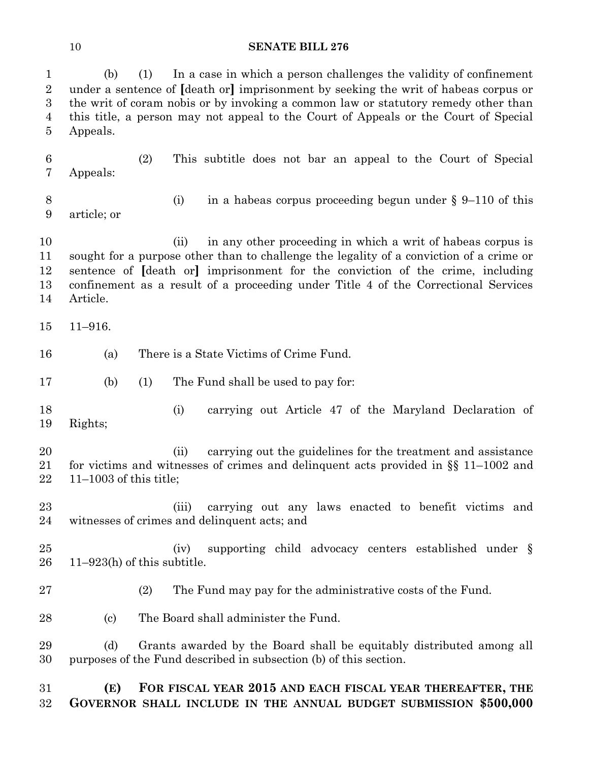(b) (1) In a case in which a person challenges the validity of confinement under a sentence of [death or] imprisonment by seeking the writ of habeas corpus or the writ of coram nobis or by invoking a common law or statutory remedy other than this title, a person may not appeal to the Court of Appeals or the Court of Special Appeals.

(2) This subtitle does not bar an appeal to the Court of Special Appeals:

(i) in a habeas corpus proceeding begun under § 9–110 of this article; or

(ii) in any other proceeding in which a writ of habeas corpus is sought for a purpose other than to challenge the legality of a conviction of a crime or sentence of [death or] imprisonment for the conviction of the crime, including confinement as a result of a proceeding under Title 4 of the Correctional Services Article.

11–916.

(a) There is a State Victims of Crime Fund.

(b) (1) The Fund shall be used to pay for:

(i) carrying out Article 47 of the Maryland Declaration of Rights;

(ii) carrying out the guidelines for the treatment and assistance for victims and witnesses of crimes and delinquent acts provided in §§ 11–1002 and 11–1003 of this title;

(iii) carrying out any laws enacted to benefit victims and witnesses of crimes and delinquent acts; and

(iv) supporting child advocacy centers established under § 11–923(h) of this subtitle.

(2) The Fund may pay for the administrative costs of the Fund.

(c) The Board shall administer the Fund.

(d) Grants awarded by the Board shall be equitably distributed among all purposes of the Fund described in subsection (b) of this section.

**(E) FOR FISCAL YEAR 2015 AND EACH FISCAL YEAR THEREAFTER, THE GOVERNOR SHALL INCLUDE IN THE ANNUAL BUDGET SUBMISSION $500,000**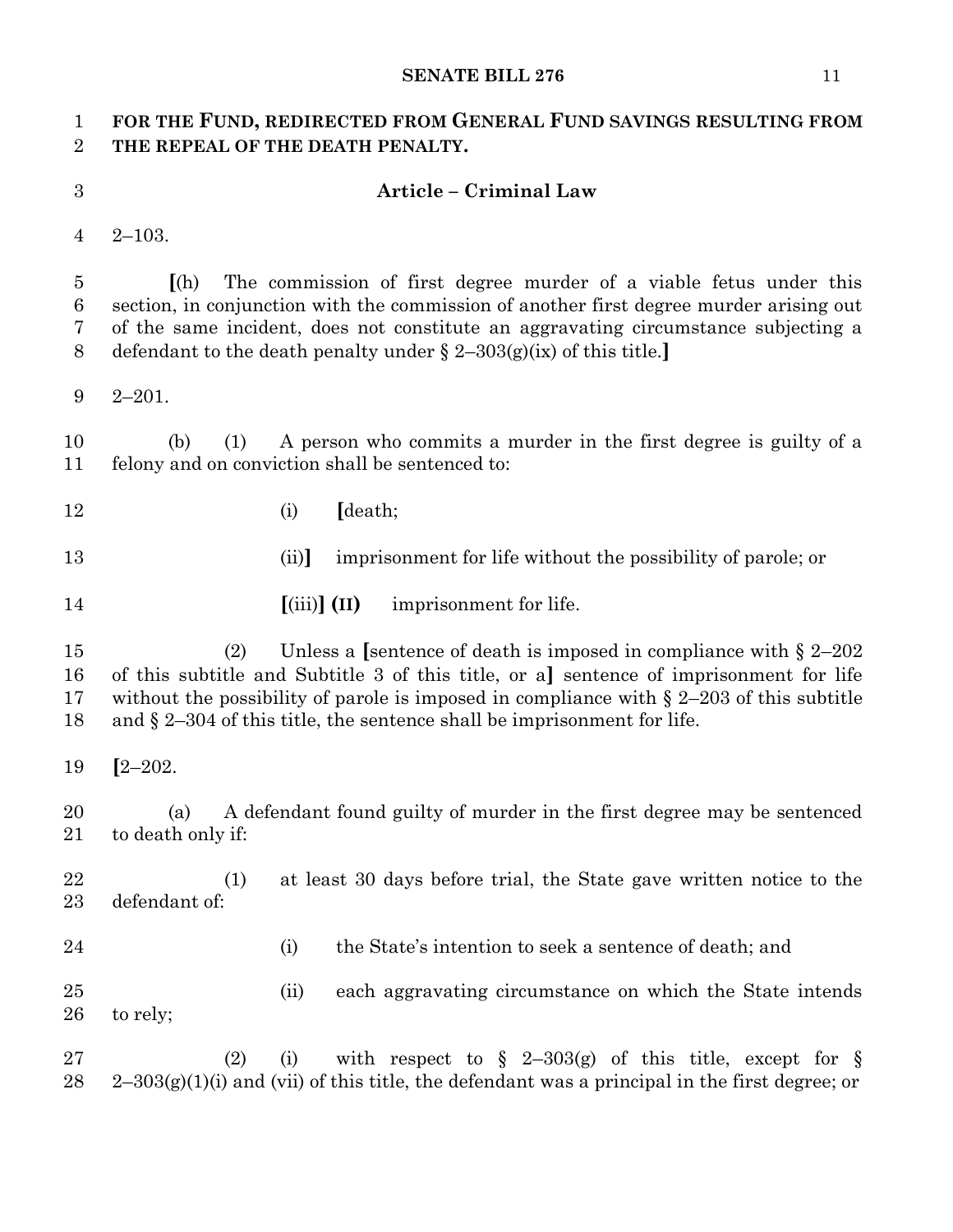**FOR THE FUND, REDIRECTED FROM GENERAL FUND SAVINGS RESULTING FROM THE REPEAL OF THE DEATH PENALTY.**

**Article – Criminal Law**

2–103.

[(h) The commission of first degree murder of a viable fetus under this section, in conjunction with the commission of another first degree murder arising out of the same incident, does not constitute an aggravating circumstance subjecting a defendant to the death penalty under § 2–303(g)(ix) of this title.]

2–201.

(b) (1) A person who commits a murder in the first degree is guilty of a felony and on conviction shall be sentenced to:

(i) [death;

(ii)] imprisonment for life without the possibility of parole; or

[(iii)] **(II)** imprisonment for life.

(2) Unless a [sentence of death is imposed in compliance with § 2–202 of this subtitle and Subtitle 3 of this title, or a] sentence of imprisonment for life without the possibility of parole is imposed in compliance with § 2–203 of this subtitle and § 2–304 of this title, the sentence shall be imprisonment for life.

[2–202.

(a) A defendant found guilty of murder in the first degree may be sentenced to death only if:

(1) at least 30 days before trial, the State gave written notice to the defendant of:

(i) the State's intention to seek a sentence of death; and

(ii) each aggravating circumstance on which the State intends to rely;

(2) (i) with respect to § 2–303(g) of this title, except for § 2–303(g)(1)(i) and (vii) of this title, the defendant was a principal in the first degree; or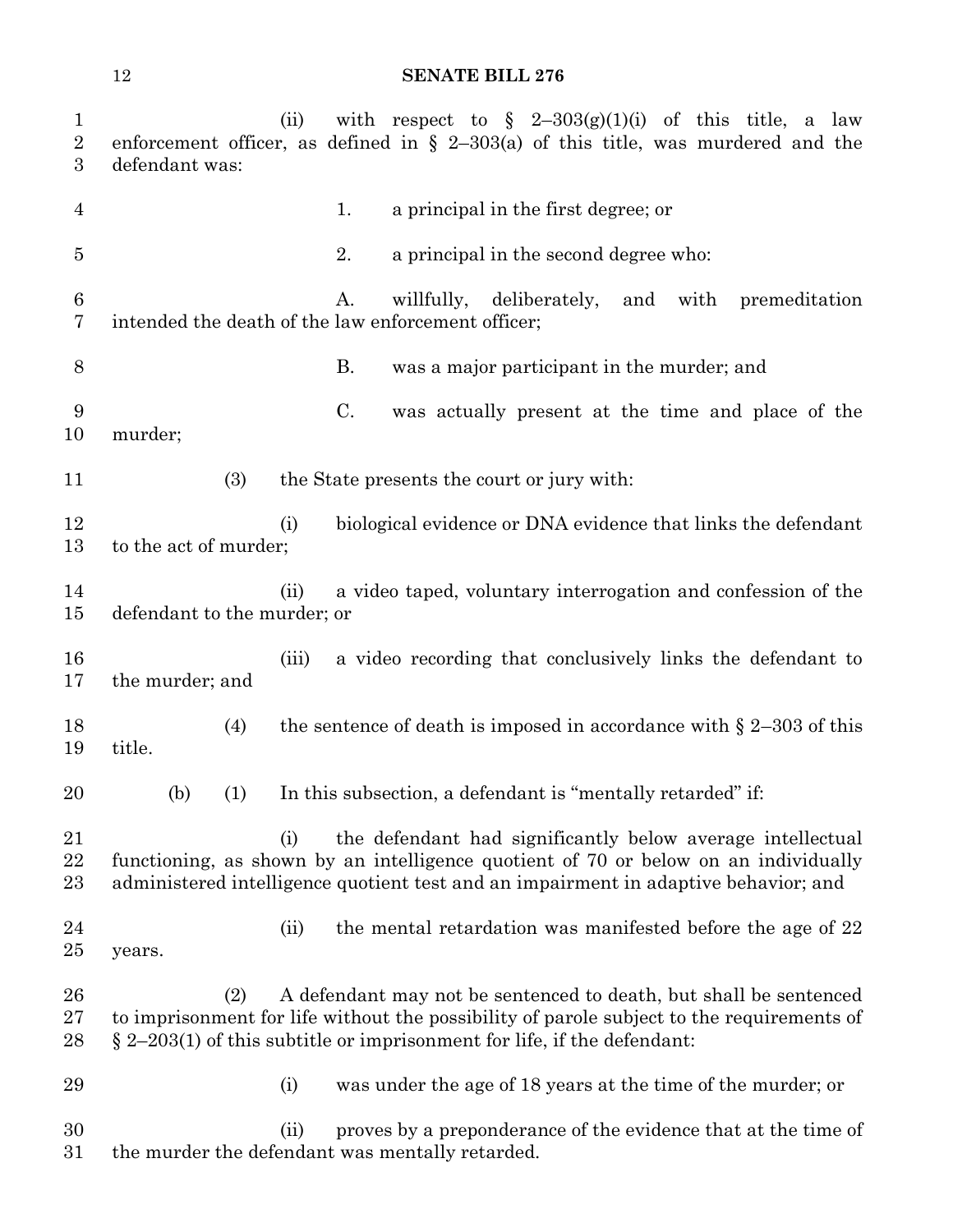(ii) with respect to § 2–303(g)(1)(i) of this title, a law enforcement officer, as defined in § 2–303(a) of this title, was murdered and the defendant was:

1. a principal in the first degree; or

2. a principal in the second degree who:

A. willfully, deliberately, and with premeditation intended the death of the law enforcement officer;

B. was a major participant in the murder; and

C. was actually present at the time and place of the murder;

(3) the State presents the court or jury with:

(i) biological evidence or DNA evidence that links the defendant to the act of murder;

(ii) a video taped, voluntary interrogation and confession of the defendant to the murder; or

(iii) a video recording that conclusively links the defendant to the murder; and

(4) the sentence of death is imposed in accordance with § 2–303 of this title.

(b) (1) In this subsection, a defendant is "mentally retarded" if:

(i) the defendant had significantly below average intellectual functioning, as shown by an intelligence quotient of 70 or below on an individually administered intelligence quotient test and an impairment in adaptive behavior; and

(ii) the mental retardation was manifested before the age of 22 years.

(2) A defendant may not be sentenced to death, but shall be sentenced to imprisonment for life without the possibility of parole subject to the requirements of § 2–203(1) of this subtitle or imprisonment for life, if the defendant:

(i) was under the age of 18 years at the time of the murder; or

(ii) proves by a preponderance of the evidence that at the time of the murder the defendant was mentally retarded.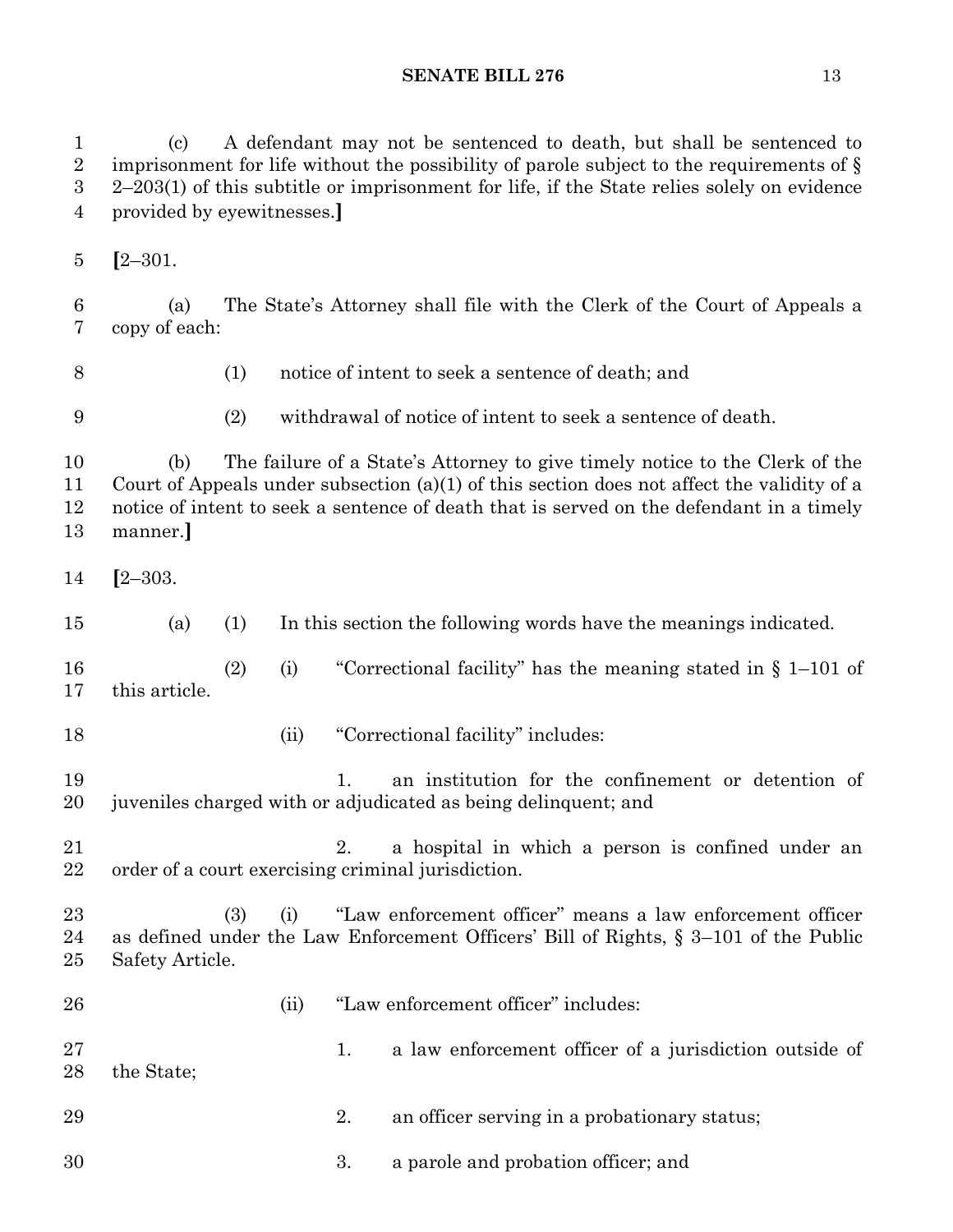(c) A defendant may not be sentenced to death, but shall be sentenced to imprisonment for life without the possibility of parole subject to the requirements of § 2–203(1) of this subtitle or imprisonment for life, if the State relies solely on evidence provided by eyewitnesses.**]**

**[**2–301.

(a) The State's Attorney shall file with the Clerk of the Court of Appeals a copy of each:

(1) notice of intent to seek a sentence of death; and

(2) withdrawal of notice of intent to seek a sentence of death.

(b) The failure of a State's Attorney to give timely notice to the Clerk of the Court of Appeals under subsection (a)(1) of this section does not affect the validity of a notice of intent to seek a sentence of death that is served on the defendant in a timely manner.**]**

**[**2–303.

(a) (1) In this section the following words have the meanings indicated.

(2) (i) "Correctional facility" has the meaning stated in § 1–101 of this article.

(ii) "Correctional facility" includes:

1. an institution for the confinement or detention of juveniles charged with or adjudicated as being delinquent; and

2. a hospital in which a person is confined under an order of a court exercising criminal jurisdiction.

(3) (i) "Law enforcement officer" means a law enforcement officer as defined under the Law Enforcement Officers' Bill of Rights, § 3–101 of the Public Safety Article.

(ii) "Law enforcement officer" includes:

1. a law enforcement officer of a jurisdiction outside of the State;

2. an officer serving in a probationary status;

3. a parole and probation officer; and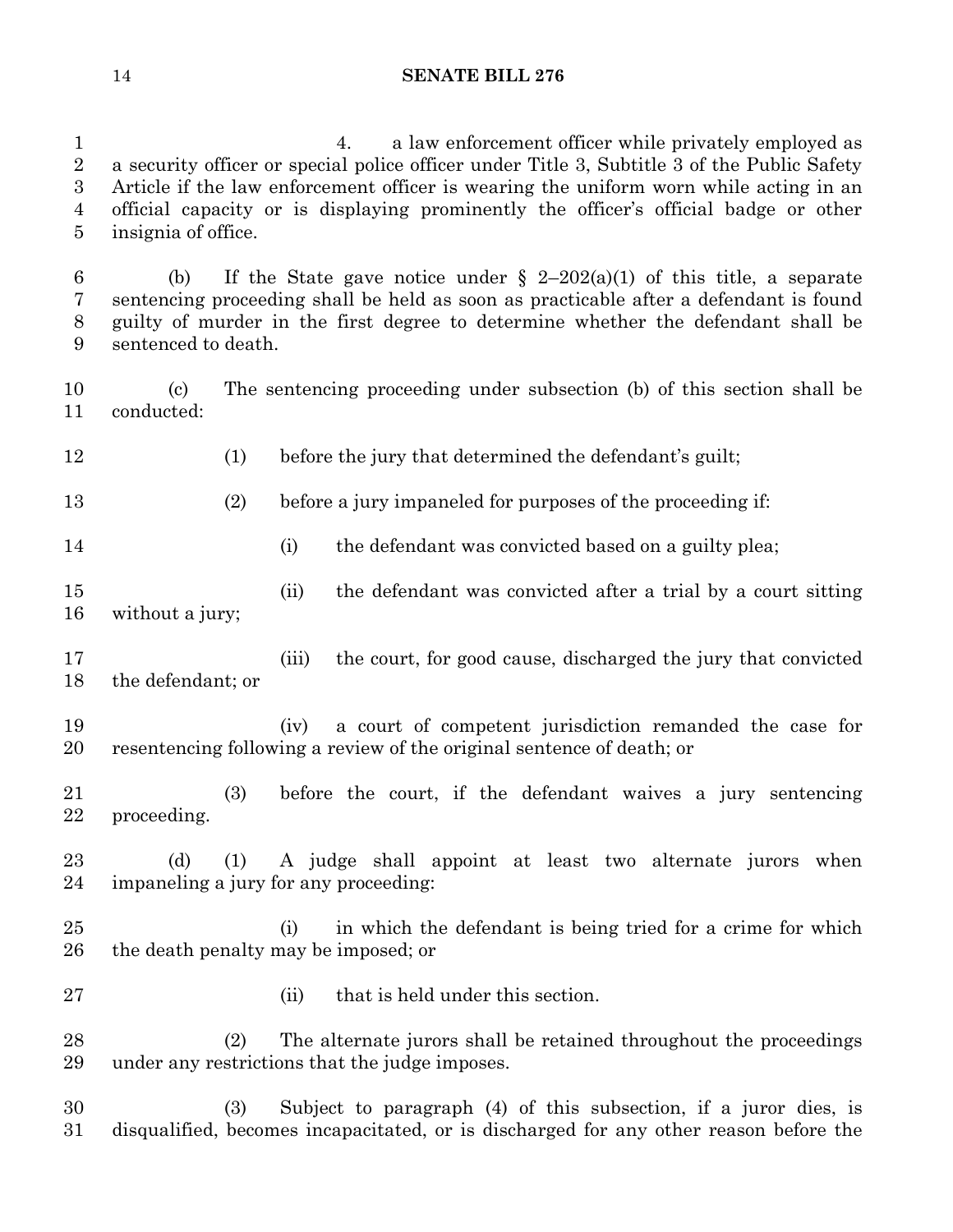4. a law enforcement officer while privately employed as a security officer or special police officer under Title 3, Subtitle 3 of the Public Safety Article if the law enforcement officer is wearing the uniform worn while acting in an official capacity or is displaying prominently the officer's official badge or other insignia of office.

(b) If the State gave notice under § 2–202(a)(1) of this title, a separate sentencing proceeding shall be held as soon as practicable after a defendant is found guilty of murder in the first degree to determine whether the defendant shall be sentenced to death.

(c) The sentencing proceeding under subsection (b) of this section shall be conducted:

(1) before the jury that determined the defendant's guilt;

(2) before a jury impaneled for purposes of the proceeding if:

(i) the defendant was convicted based on a guilty plea;

(ii) the defendant was convicted after a trial by a court sitting without a jury;

(iii) the court, for good cause, discharged the jury that convicted the defendant; or

(iv) a court of competent jurisdiction remanded the case for resentencing following a review of the original sentence of death; or

(3) before the court, if the defendant waives a jury sentencing proceeding.

(d) (1) A judge shall appoint at least two alternate jurors when impaneling a jury for any proceeding:

(i) in which the defendant is being tried for a crime for which the death penalty may be imposed; or

(ii) that is held under this section.

(2) The alternate jurors shall be retained throughout the proceedings under any restrictions that the judge imposes.

(3) Subject to paragraph (4) of this subsection, if a juror dies, is disqualified, becomes incapacitated, or is discharged for any other reason before the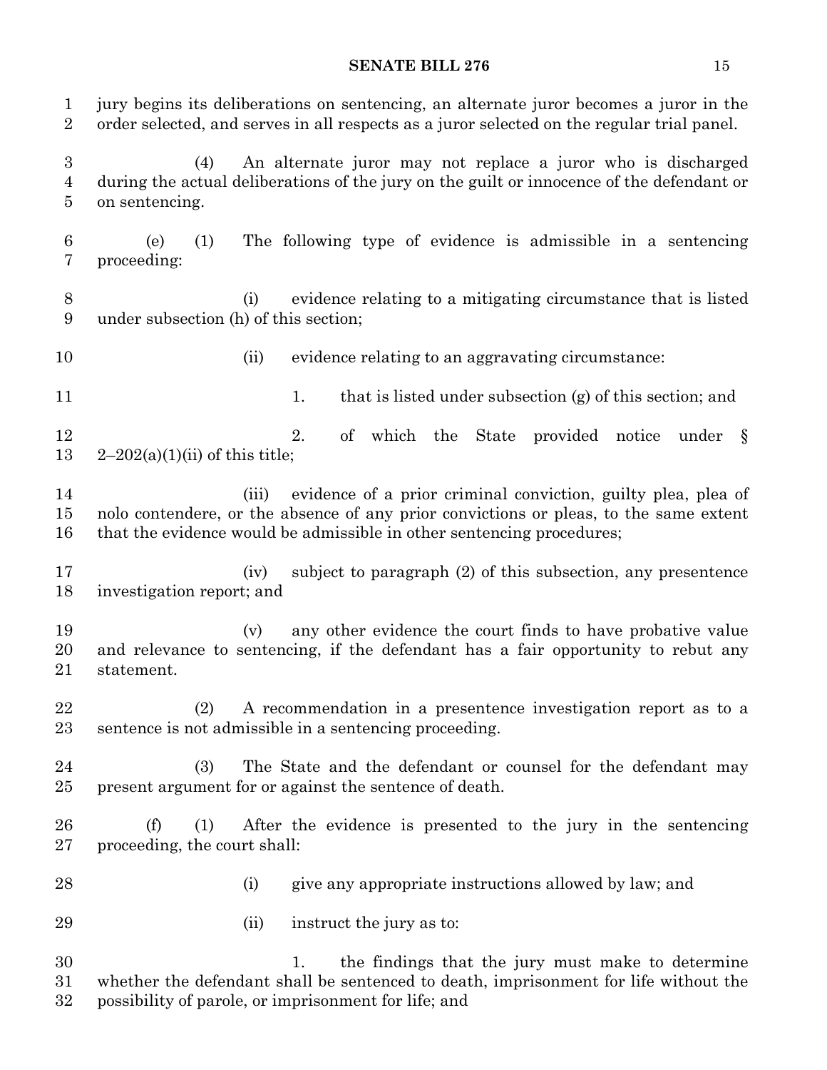jury begins its deliberations on sentencing, an alternate juror becomes a juror in the order selected, and serves in all respects as a juror selected on the regular trial panel.

(4) An alternate juror may not replace a juror who is discharged during the actual deliberations of the jury on the guilt or innocence of the defendant or on sentencing.

(e) (1) The following type of evidence is admissible in a sentencing proceeding:

(i) evidence relating to a mitigating circumstance that is listed under subsection (h) of this section;

(ii) evidence relating to an aggravating circumstance:

1. that is listed under subsection (g) of this section; and

2. of which the State provided notice under § 2–202(a)(1)(ii) of this title;

(iii) evidence of a prior criminal conviction, guilty plea, plea of nolo contendere, or the absence of any prior convictions or pleas, to the same extent that the evidence would be admissible in other sentencing procedures;

(iv) subject to paragraph (2) of this subsection, any presentence investigation report; and

(v) any other evidence the court finds to have probative value and relevance to sentencing, if the defendant has a fair opportunity to rebut any statement.

(2) A recommendation in a presentence investigation report as to a sentence is not admissible in a sentencing proceeding.

(3) The State and the defendant or counsel for the defendant may present argument for or against the sentence of death.

(f) (1) After the evidence is presented to the jury in the sentencing proceeding, the court shall:

(i) give any appropriate instructions allowed by law; and

(ii) instruct the jury as to:

1. the findings that the jury must make to determine whether the defendant shall be sentenced to death, imprisonment for life without the possibility of parole, or imprisonment for life; and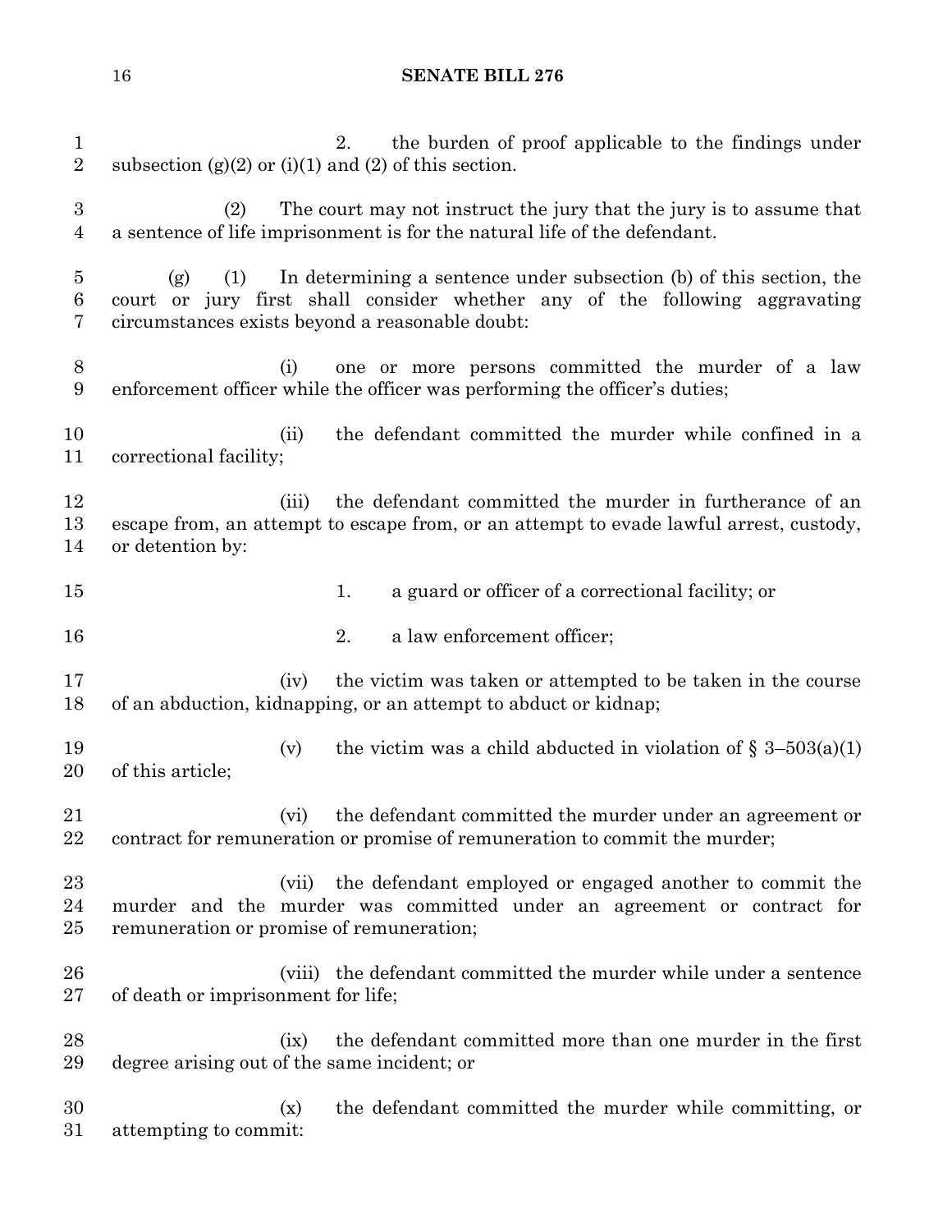2. the burden of proof applicable to the findings under subsection (g)(2) or (i)(1) and (2) of this section.

(2) The court may not instruct the jury that the jury is to assume that a sentence of life imprisonment is for the natural life of the defendant.

(g) (1) In determining a sentence under subsection (b) of this section, the court or jury first shall consider whether any of the following aggravating circumstances exists beyond a reasonable doubt:

(i) one or more persons committed the murder of a law enforcement officer while the officer was performing the officer's duties;

(ii) the defendant committed the murder while confined in a correctional facility;

(iii) the defendant committed the murder in furtherance of an escape from, an attempt to escape from, or an attempt to evade lawful arrest, custody, or detention by:

1. a guard or officer of a correctional facility; or

2. a law enforcement officer;

(iv) the victim was taken or attempted to be taken in the course of an abduction, kidnapping, or an attempt to abduct or kidnap;

(v) the victim was a child abducted in violation of § 3–503(a)(1) of this article;

(vi) the defendant committed the murder under an agreement or contract for remuneration or promise of remuneration to commit the murder;

(vii) the defendant employed or engaged another to commit the murder and the murder was committed under an agreement or contract for remuneration or promise of remuneration;

(viii) the defendant committed the murder while under a sentence of death or imprisonment for life;

(ix) the defendant committed more than one murder in the first degree arising out of the same incident; or

(x) the defendant committed the murder while committing, or attempting to commit: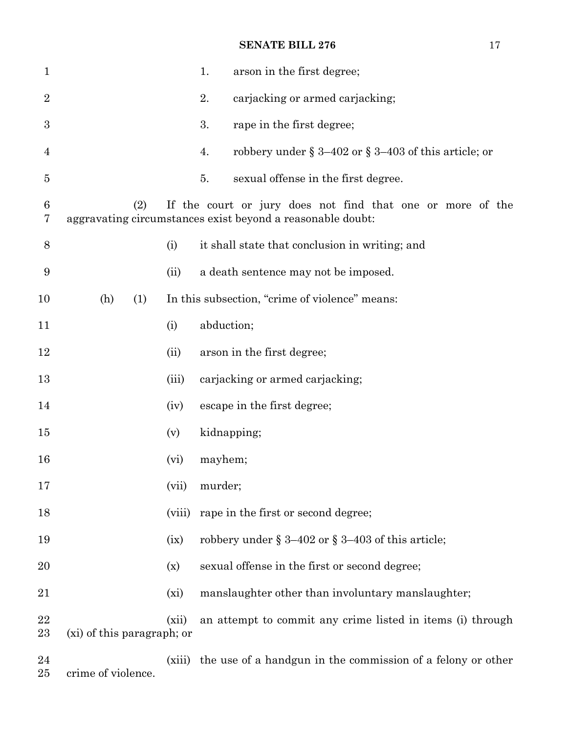1. arson in the first degree;

2. carjacking or armed carjacking;

3. rape in the first degree;

4. robbery under § 3–402 or § 3–403 of this article; or

5. sexual offense in the first degree.

(2) If the court or jury does not find that one or more of the aggravating circumstances exist beyond a reasonable doubt:

(i) it shall state that conclusion in writing; and

(ii) a death sentence may not be imposed.

(h) (1) In this subsection, "crime of violence" means:

(i) abduction;

(ii) arson in the first degree;

(iii) carjacking or armed carjacking;

(iv) escape in the first degree;

(v) kidnapping;

(vi) mayhem;

(vii) murder;

(viii) rape in the first or second degree;

(ix) robbery under § 3–402 or § 3–403 of this article;

(x) sexual offense in the first or second degree;

(xi) manslaughter other than involuntary manslaughter;

(xii) an attempt to commit any crime listed in items (i) through (xi) of this paragraph; or

(xiii) the use of a handgun in the commission of a felony or other crime of violence.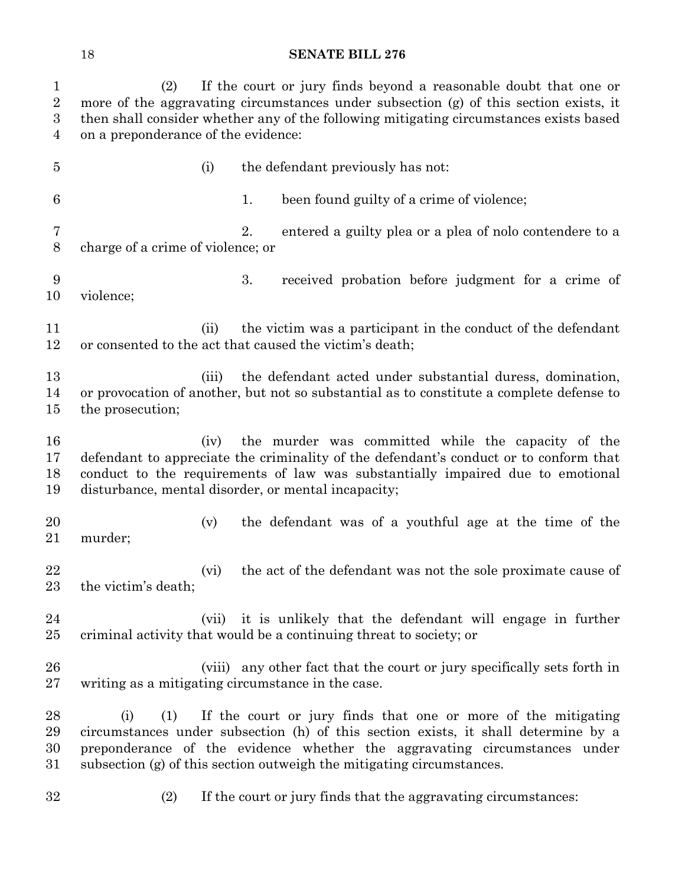(2) If the court or jury finds beyond a reasonable doubt that one or more of the aggravating circumstances under subsection (g) of this section exists, it then shall consider whether any of the following mitigating circumstances exists based on a preponderance of the evidence:

(i) the defendant previously has not:

1. been found guilty of a crime of violence;

2. entered a guilty plea or a plea of nolo contendere to a charge of a crime of violence; or

3. received probation before judgment for a crime of violence;

(ii) the victim was a participant in the conduct of the defendant or consented to the act that caused the victim's death;

(iii) the defendant acted under substantial duress, domination, or provocation of another, but not so substantial as to constitute a complete defense to the prosecution;

(iv) the murder was committed while the capacity of the defendant to appreciate the criminality of the defendant's conduct or to conform that conduct to the requirements of law was substantially impaired due to emotional disturbance, mental disorder, or mental incapacity;

(v) the defendant was of a youthful age at the time of the murder;

(vi) the act of the defendant was not the sole proximate cause of the victim's death;

(vii) it is unlikely that the defendant will engage in further criminal activity that would be a continuing threat to society; or

(viii) any other fact that the court or jury specifically sets forth in writing as a mitigating circumstance in the case.

(i) (1) If the court or jury finds that one or more of the mitigating circumstances under subsection (h) of this section exists, it shall determine by a preponderance of the evidence whether the aggravating circumstances under subsection (g) of this section outweigh the mitigating circumstances.

(2) If the court or jury finds that the aggravating circumstances: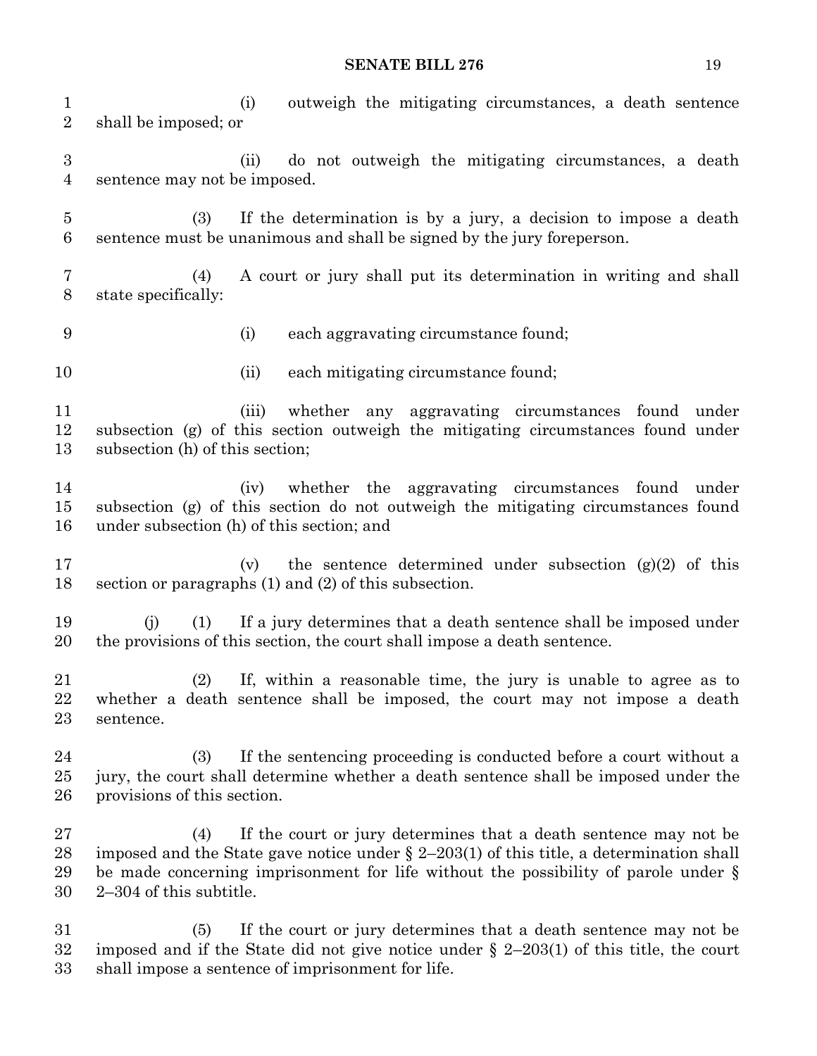(i) outweigh the mitigating circumstances, a death sentence shall be imposed; or

(ii) do not outweigh the mitigating circumstances, a death sentence may not be imposed.

(3) If the determination is by a jury, a decision to impose a death sentence must be unanimous and shall be signed by the jury foreperson.

(4) A court or jury shall put its determination in writing and shall state specifically:

(i) each aggravating circumstance found;

(ii) each mitigating circumstance found;

(iii) whether any aggravating circumstances found under subsection (g) of this section outweigh the mitigating circumstances found under subsection (h) of this section;

(iv) whether the aggravating circumstances found under subsection (g) of this section do not outweigh the mitigating circumstances found under subsection (h) of this section; and

(v) the sentence determined under subsection (g)(2) of this section or paragraphs (1) and (2) of this subsection.

(j) (1) If a jury determines that a death sentence shall be imposed under the provisions of this section, the court shall impose a death sentence.

(2) If, within a reasonable time, the jury is unable to agree as to whether a death sentence shall be imposed, the court may not impose a death sentence.

(3) If the sentencing proceeding is conducted before a court without a jury, the court shall determine whether a death sentence shall be imposed under the provisions of this section.

(4) If the court or jury determines that a death sentence may not be imposed and the State gave notice under § 2–203(1) of this title, a determination shall be made concerning imprisonment for life without the possibility of parole under § 2–304 of this subtitle.

(5) If the court or jury determines that a death sentence may not be imposed and if the State did not give notice under § 2–203(1) of this title, the court shall impose a sentence of imprisonment for life.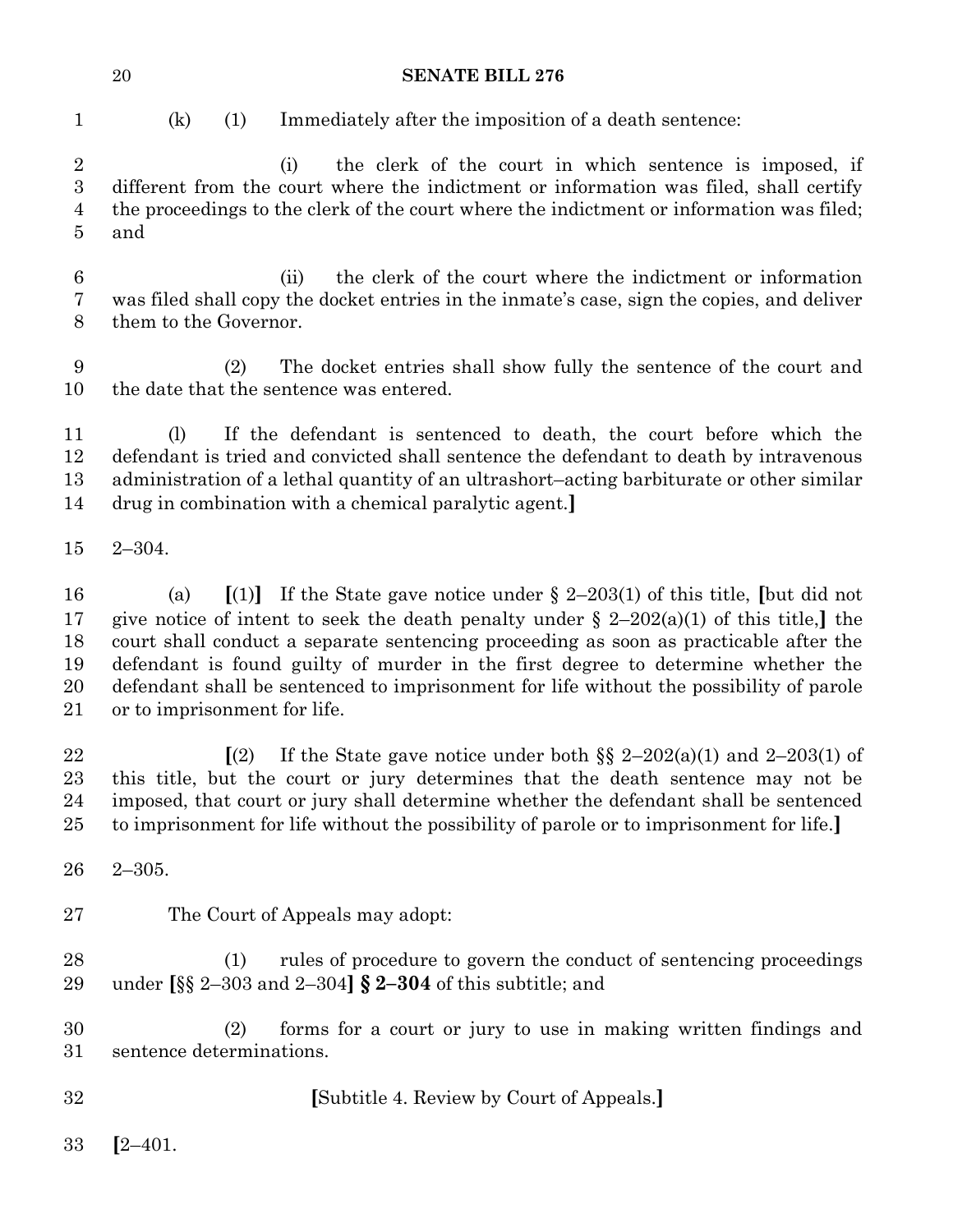(k) (1) Immediately after the imposition of a death sentence:

(i) the clerk of the court in which sentence is imposed, if different from the court where the indictment or information was filed, shall certify the proceedings to the clerk of the court where the indictment or information was filed; and

(ii) the clerk of the court where the indictment or information was filed shall copy the docket entries in the inmate's case, sign the copies, and deliver them to the Governor.

(2) The docket entries shall show fully the sentence of the court and the date that the sentence was entered.

(l) If the defendant is sentenced to death, the court before which the defendant is tried and convicted shall sentence the defendant to death by intravenous administration of a lethal quantity of an ultrashort–acting barbiturate or other similar drug in combination with a chemical paralytic agent.**]**

2–304.

(a) **[**(1)**]** If the State gave notice under § 2–203(1) of this title, **[**but did not give notice of intent to seek the death penalty under § 2–202(a)(1) of this title,**]** the court shall conduct a separate sentencing proceeding as soon as practicable after the defendant is found guilty of murder in the first degree to determine whether the defendant shall be sentenced to imprisonment for life without the possibility of parole or to imprisonment for life.

**[**(2) If the State gave notice under both §§ 2–202(a)(1) and 2–203(1) of this title, but the court or jury determines that the death sentence may not be imposed, that court or jury shall determine whether the defendant shall be sentenced to imprisonment for life without the possibility of parole or to imprisonment for life.**]**

2–305.

The Court of Appeals may adopt:

(1) rules of procedure to govern the conduct of sentencing proceedings under **[**§§ 2–303 and 2–304**]** **§ 2–304** of this subtitle; and

(2) forms for a court or jury to use in making written findings and sentence determinations.

**[**Subtitle 4. Review by Court of Appeals.**]**

**[**2–401.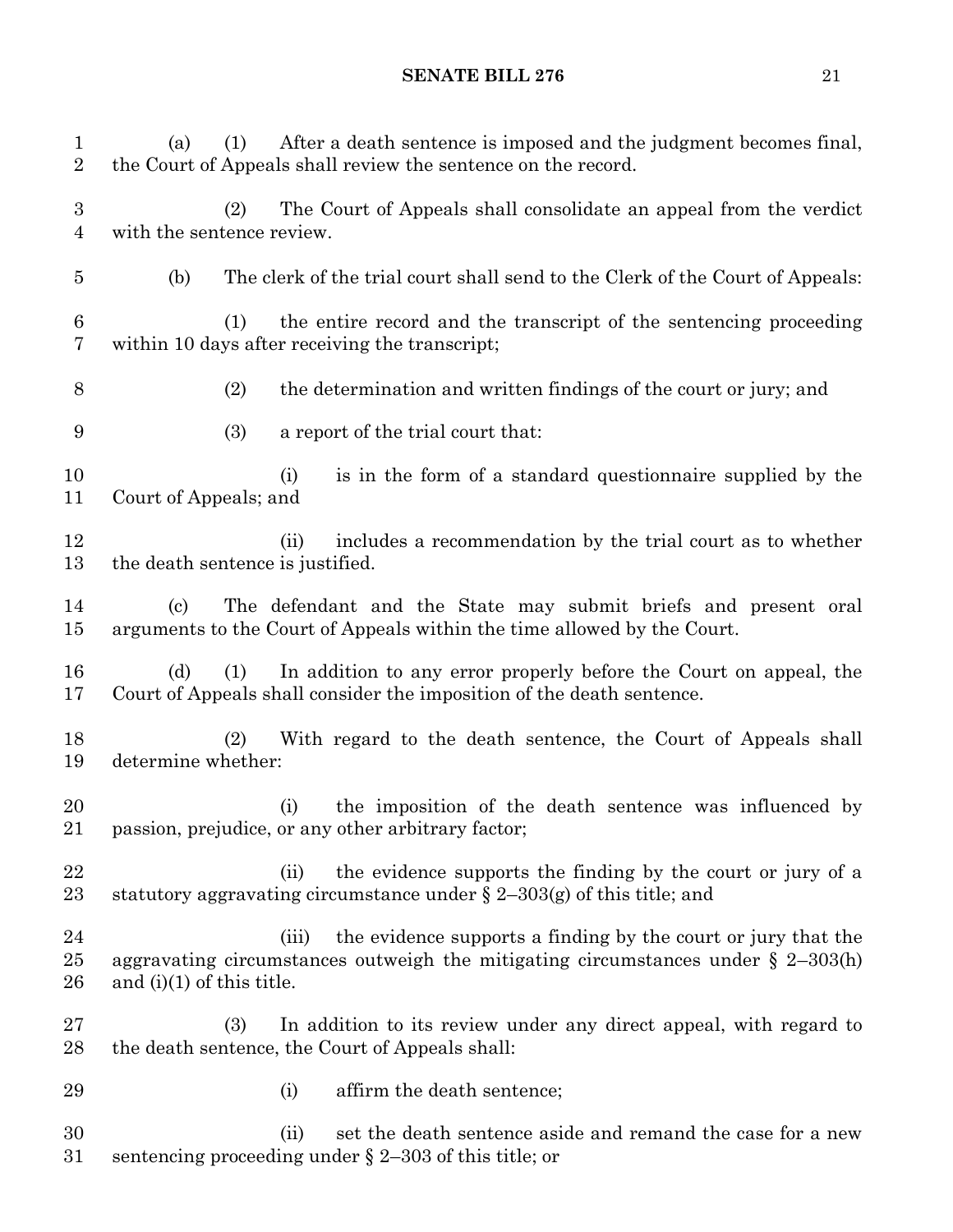(a) (1) After a death sentence is imposed and the judgment becomes final, the Court of Appeals shall review the sentence on the record.

(2) The Court of Appeals shall consolidate an appeal from the verdict with the sentence review.

(b) The clerk of the trial court shall send to the Clerk of the Court of Appeals:

(1) the entire record and the transcript of the sentencing proceeding within 10 days after receiving the transcript;

(2) the determination and written findings of the court or jury; and

(3) a report of the trial court that:

(i) is in the form of a standard questionnaire supplied by the Court of Appeals; and

(ii) includes a recommendation by the trial court as to whether the death sentence is justified.

(c) The defendant and the State may submit briefs and present oral arguments to the Court of Appeals within the time allowed by the Court.

(d) (1) In addition to any error properly before the Court on appeal, the Court of Appeals shall consider the imposition of the death sentence.

(2) With regard to the death sentence, the Court of Appeals shall determine whether:

(i) the imposition of the death sentence was influenced by passion, prejudice, or any other arbitrary factor;

(ii) the evidence supports the finding by the court or jury of a statutory aggravating circumstance under § 2–303(g) of this title; and

(iii) the evidence supports a finding by the court or jury that the aggravating circumstances outweigh the mitigating circumstances under § 2–303(h) and (i)(1) of this title.

(3) In addition to its review under any direct appeal, with regard to the death sentence, the Court of Appeals shall:

(i) affirm the death sentence;

(ii) set the death sentence aside and remand the case for a new sentencing proceeding under § 2–303 of this title; or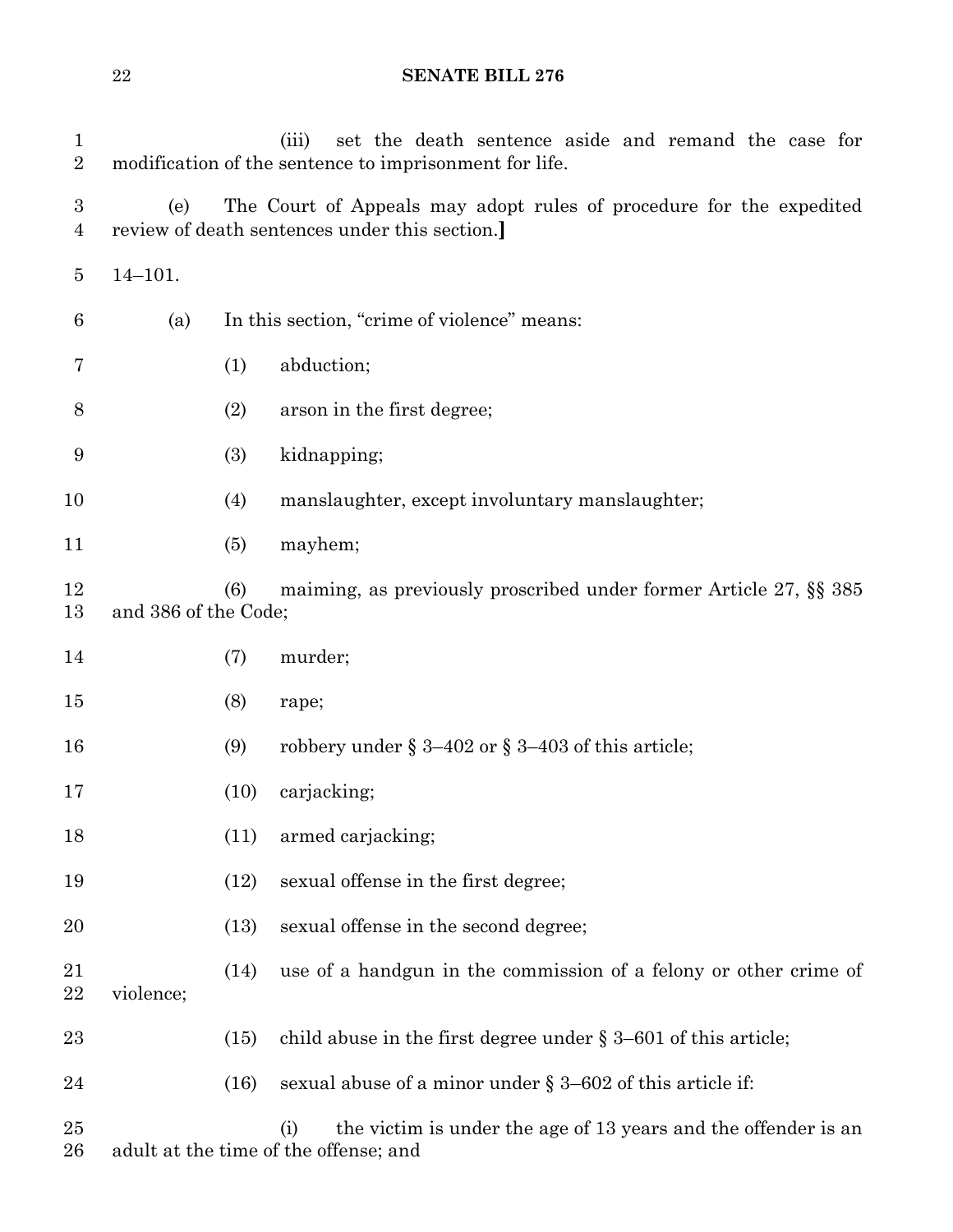(iii) set the death sentence aside and remand the case for modification of the sentence to imprisonment for life.

(e) The Court of Appeals may adopt rules of procedure for the expedited review of death sentences under this section.]

14–101.

(a) In this section, "crime of violence" means:

(1) abduction;

(2) arson in the first degree;

(3) kidnapping;

(4) manslaughter, except involuntary manslaughter;

(5) mayhem;

(6) maiming, as previously proscribed under former Article 27, §§ 385 and 386 of the Code;

(7) murder;

(8) rape;

(9) robbery under § 3–402 or § 3–403 of this article;

(10) carjacking;

(11) armed carjacking;

(12) sexual offense in the first degree;

(13) sexual offense in the second degree;

(14) use of a handgun in the commission of a felony or other crime of violence;

(15) child abuse in the first degree under § 3–601 of this article;

(16) sexual abuse of a minor under § 3–602 of this article if:

(i) the victim is under the age of 13 years and the offender is an adult at the time of the offense; and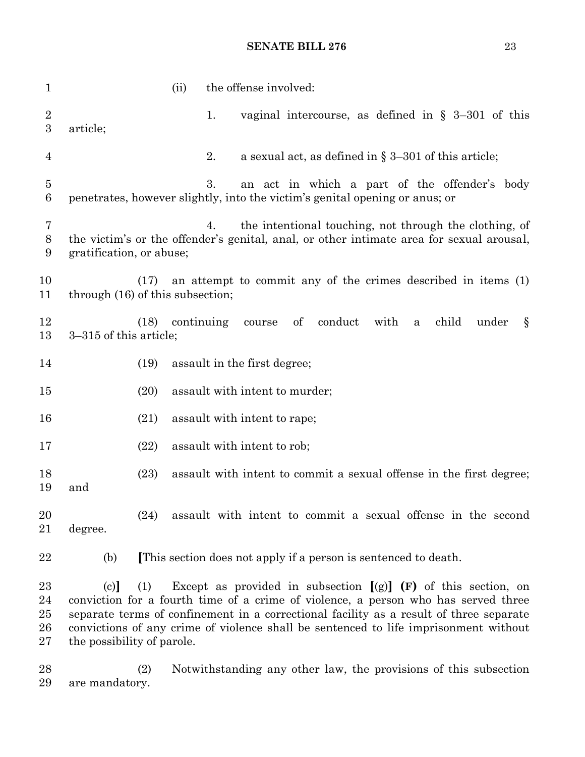(ii) the offense involved:

1. vaginal intercourse, as defined in § 3–301 of this article;

2. a sexual act, as defined in § 3–301 of this article;

3. an act in which a part of the offender's body penetrates, however slightly, into the victim's genital opening or anus; or

4. the intentional touching, not through the clothing, of the victim's or the offender's genital, anal, or other intimate area for sexual arousal, gratification, or abuse;

(17) an attempt to commit any of the crimes described in items (1) through (16) of this subsection;

(18) continuing course of conduct with a child under § 3–315 of this article;

(19) assault in the first degree;

(20) assault with intent to murder;

(21) assault with intent to rape;

(22) assault with intent to rob;

(23) assault with intent to commit a sexual offense in the first degree; and

(24) assault with intent to commit a sexual offense in the second degree.

(b) **[**This section does not apply if a person is sentenced to death.

(c)**]** (1) Except as provided in subsection **[**(g)**]** **(F)** of this section, on conviction for a fourth time of a crime of violence, a person who has served three separate terms of confinement in a correctional facility as a result of three separate convictions of any crime of violence shall be sentenced to life imprisonment without the possibility of parole.

(2) Notwithstanding any other law, the provisions of this subsection are mandatory.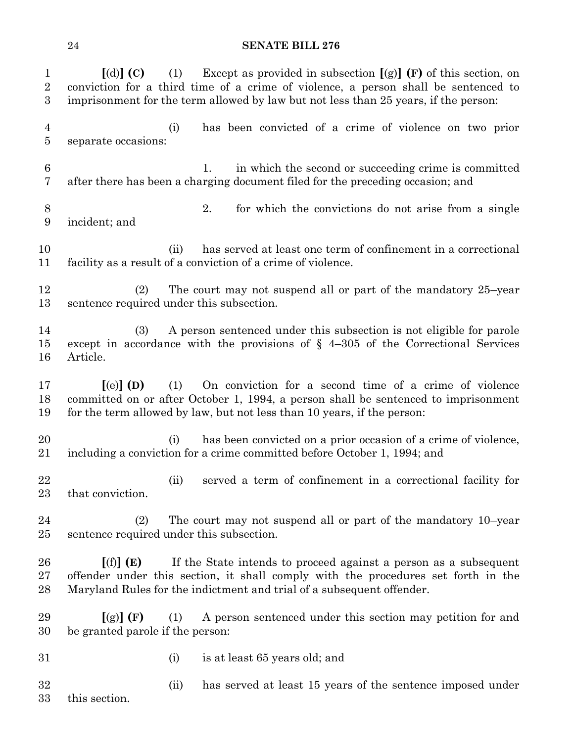[(d)] **(C)** (1) Except as provided in subsection [(g)] **(F)** of this section, on conviction for a third time of a crime of violence, a person shall be sentenced to imprisonment for the term allowed by law but not less than 25 years, if the person:

(i) has been convicted of a crime of violence on two prior separate occasions:

1. in which the second or succeeding crime is committed after there has been a charging document filed for the preceding occasion; and

2. for which the convictions do not arise from a single incident; and

(ii) has served at least one term of confinement in a correctional facility as a result of a conviction of a crime of violence.

(2) The court may not suspend all or part of the mandatory 25–year sentence required under this subsection.

(3) A person sentenced under this subsection is not eligible for parole except in accordance with the provisions of § 4–305 of the Correctional Services Article.

[(e)] **(D)** (1) On conviction for a second time of a crime of violence committed on or after October 1, 1994, a person shall be sentenced to imprisonment for the term allowed by law, but not less than 10 years, if the person:

(i) has been convicted on a prior occasion of a crime of violence, including a conviction for a crime committed before October 1, 1994; and

(ii) served a term of confinement in a correctional facility for that conviction.

(2) The court may not suspend all or part of the mandatory 10–year sentence required under this subsection.

[(f)] **(E)** If the State intends to proceed against a person as a subsequent offender under this section, it shall comply with the procedures set forth in the Maryland Rules for the indictment and trial of a subsequent offender.

[(g)] **(F)** (1) A person sentenced under this section may petition for and be granted parole if the person:

(i) is at least 65 years old; and

(ii) has served at least 15 years of the sentence imposed under this section.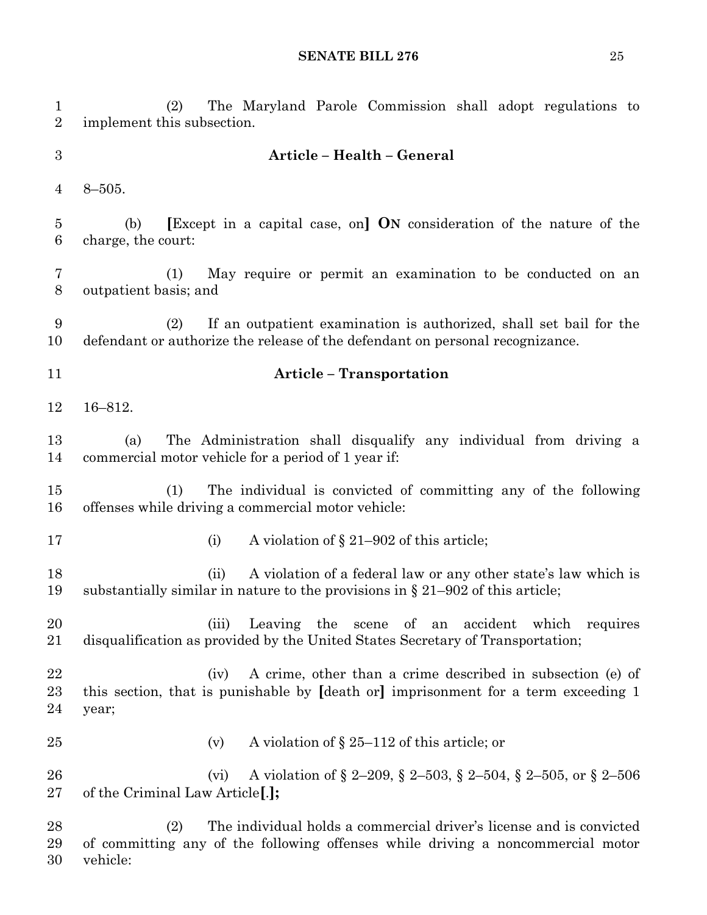(2) The Maryland Parole Commission shall adopt regulations to implement this subsection.

### Article – Health – General

8–505.

(b) [Except in a capital case, on] **ON** consideration of the nature of the charge, the court:

(1) May require or permit an examination to be conducted on an outpatient basis; and

(2) If an outpatient examination is authorized, shall set bail for the defendant or authorize the release of the defendant on personal recognizance.

### Article – Transportation

16–812.

(a) The Administration shall disqualify any individual from driving a commercial motor vehicle for a period of 1 year if:

(1) The individual is convicted of committing any of the following offenses while driving a commercial motor vehicle:

(i) A violation of § 21–902 of this article;

(ii) A violation of a federal law or any other state's law which is substantially similar in nature to the provisions in § 21–902 of this article;

(iii) Leaving the scene of an accident which requires disqualification as provided by the United States Secretary of Transportation;

(iv) A crime, other than a crime described in subsection (e) of this section, that is punishable by [death or] imprisonment for a term exceeding 1 year;

(v) A violation of § 25–112 of this article; or

(vi) A violation of § 2–209, § 2–503, § 2–504, § 2–505, or § 2–506 of the Criminal Law Article[.]**;**

(2) The individual holds a commercial driver's license and is convicted of committing any of the following offenses while driving a noncommercial motor vehicle: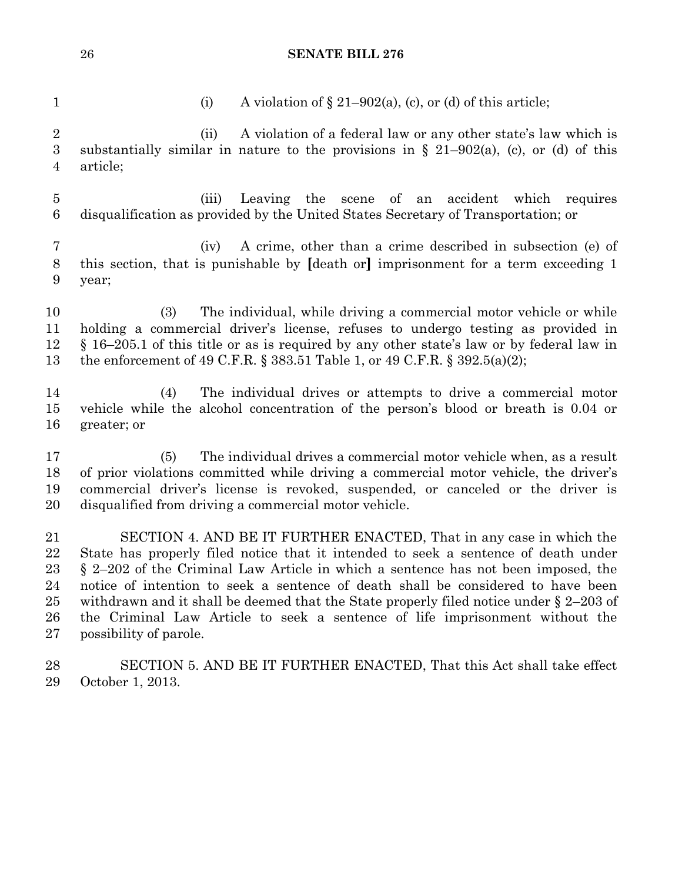(i) A violation of § 21–902(a), (c), or (d) of this article;

(ii) A violation of a federal law or any other state's law which is substantially similar in nature to the provisions in § 21–902(a), (c), or (d) of this article;

(iii) Leaving the scene of an accident which requires disqualification as provided by the United States Secretary of Transportation; or

(iv) A crime, other than a crime described in subsection (e) of this section, that is punishable by [death or] imprisonment for a term exceeding 1 year;

(3) The individual, while driving a commercial motor vehicle or while holding a commercial driver's license, refuses to undergo testing as provided in § 16–205.1 of this title or as is required by any other state's law or by federal law in the enforcement of 49 C.F.R. § 383.51 Table 1, or 49 C.F.R. § 392.5(a)(2);

(4) The individual drives or attempts to drive a commercial motor vehicle while the alcohol concentration of the person's blood or breath is 0.04 or greater; or

(5) The individual drives a commercial motor vehicle when, as a result of prior violations committed while driving a commercial motor vehicle, the driver's commercial driver's license is revoked, suspended, or canceled or the driver is disqualified from driving a commercial motor vehicle.

SECTION 4. AND BE IT FURTHER ENACTED, That in any case in which the State has properly filed notice that it intended to seek a sentence of death under § 2–202 of the Criminal Law Article in which a sentence has not been imposed, the notice of intention to seek a sentence of death shall be considered to have been withdrawn and it shall be deemed that the State properly filed notice under § 2–203 of the Criminal Law Article to seek a sentence of life imprisonment without the possibility of parole.

SECTION 5. AND BE IT FURTHER ENACTED, That this Act shall take effect October 1, 2013.